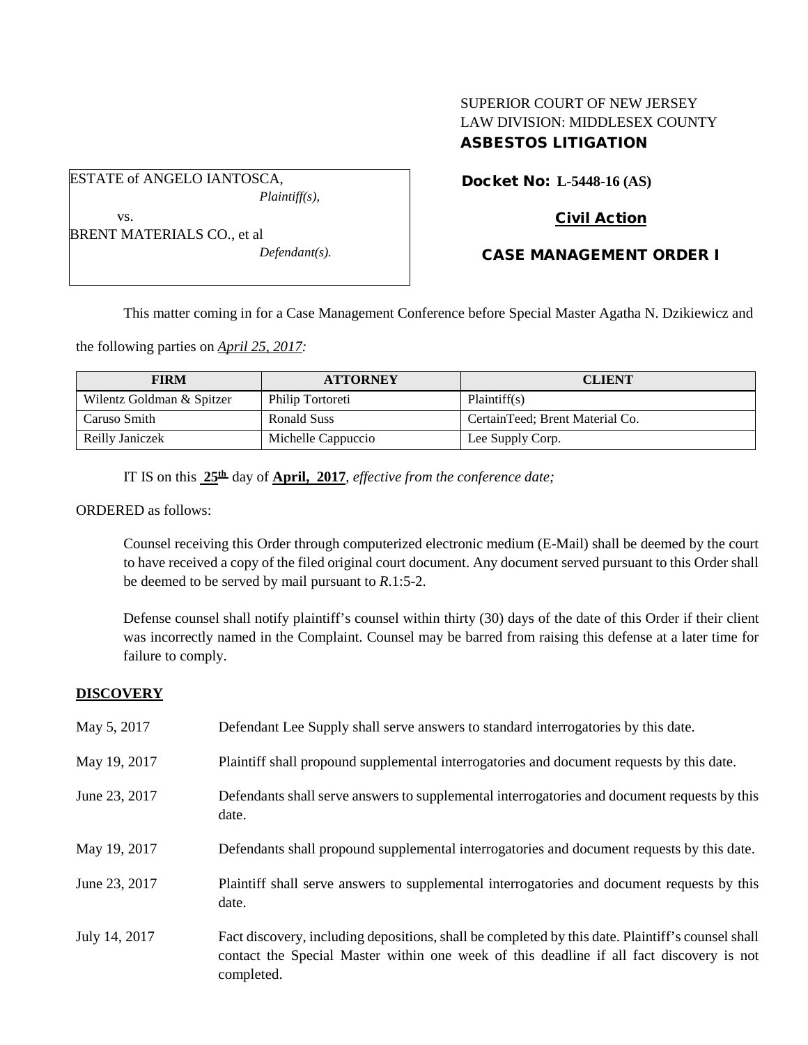SUPERIOR COURT OF NEW JERSEY
LAW DIVISION: MIDDLESEX COUNTY
**ASBESTOS LITIGATION**

ESTATE of ANGELO IANTOSCA,
*Plaintiff(s),*
vs.
BRENT MATERIALS CO., et al
*Defendant(s).*

**Docket No: L-5448-16 (AS)**

**Civil Action**

**CASE MANAGEMENT ORDER I**

This matter coming in for a Case Management Conference before Special Master Agatha N. Dzikiewicz and the following parties on *April 25, 2017:*

| FIRM | ATTORNEY | CLIENT |
|---|---|---|
| Wilentz Goldman & Spitzer | Philip Tortoreti | Plaintiff(s) |
| Caruso Smith | Ronald Suss | CertainTeed; Brent Material Co. |
| Reilly Janiczek | Michelle Cappuccio | Lee Supply Corp. |

IT IS on this **25th** day of **April, 2017**, *effective from the conference date;*

ORDERED as follows:

Counsel receiving this Order through computerized electronic medium (E-Mail) shall be deemed by the court to have received a copy of the filed original court document. Any document served pursuant to this Order shall be deemed to be served by mail pursuant to *R*.1:5-2.

Defense counsel shall notify plaintiff's counsel within thirty (30) days of the date of this Order if their client was incorrectly named in the Complaint. Counsel may be barred from raising this defense at a later time for failure to comply.

**DISCOVERY**

| | |
|---|---|
| May 5, 2017 | Defendant Lee Supply shall serve answers to standard interrogatories by this date. |
| May 19, 2017 | Plaintiff shall propound supplemental interrogatories and document requests by this date. |
| June 23, 2017 | Defendants shall serve answers to supplemental interrogatories and document requests by this date. |
| May 19, 2017 | Defendants shall propound supplemental interrogatories and document requests by this date. |
| June 23, 2017 | Plaintiff shall serve answers to supplemental interrogatories and document requests by this date. |
| July 14, 2017 | Fact discovery, including depositions, shall be completed by this date. Plaintiff's counsel shall contact the Special Master within one week of this deadline if all fact discovery is not completed. |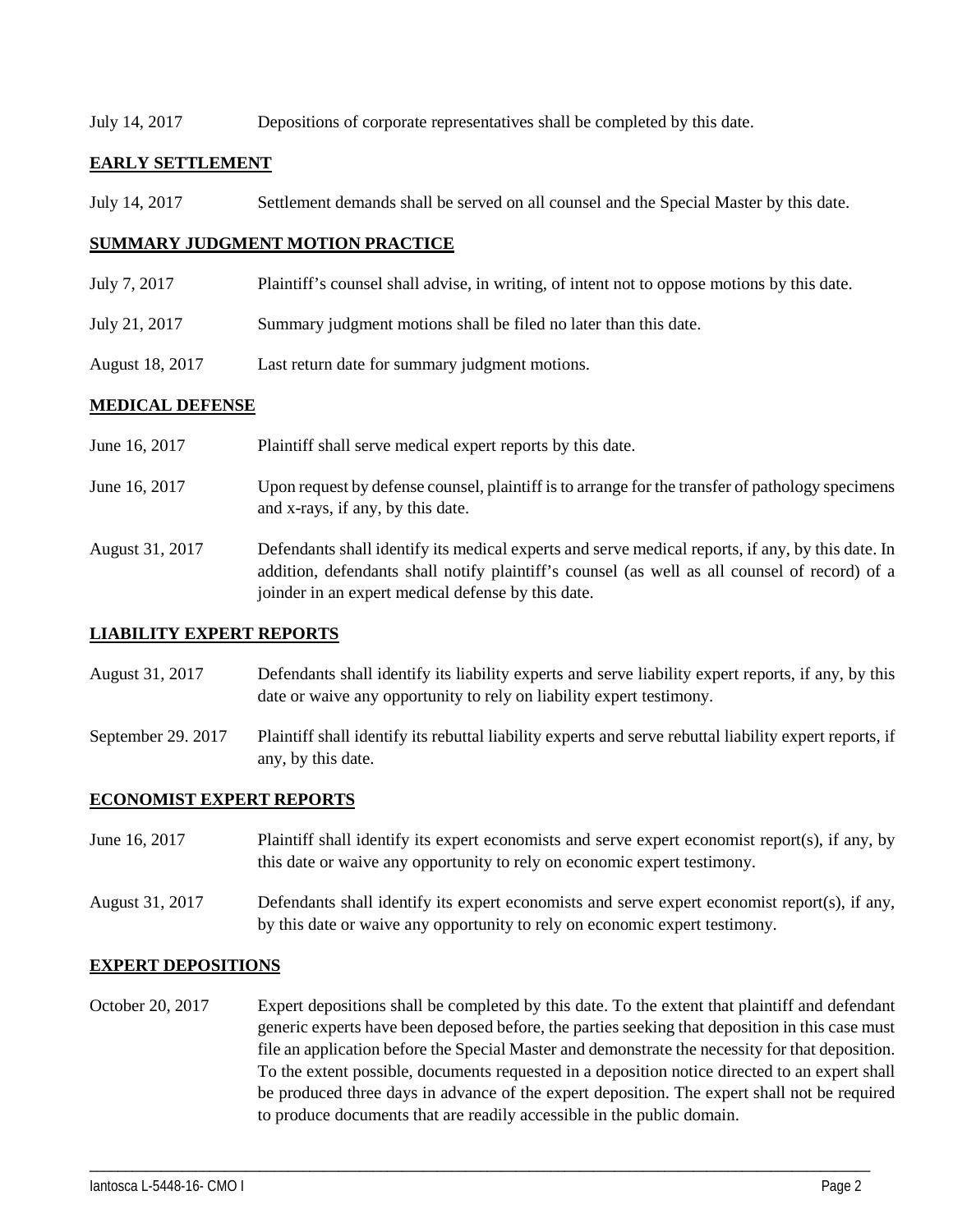July 14, 2017 Depositions of corporate representatives shall be completed by this date.

## EARLY SETTLEMENT

July 14, 2017 Settlement demands shall be served on all counsel and the Special Master by this date.

## SUMMARY JUDGMENT MOTION PRACTICE

July 7, 2017 Plaintiff's counsel shall advise, in writing, of intent not to oppose motions by this date.

July 21, 2017 Summary judgment motions shall be filed no later than this date.

August 18, 2017 Last return date for summary judgment motions.

## MEDICAL DEFENSE

June 16, 2017 Plaintiff shall serve medical expert reports by this date.

June 16, 2017 Upon request by defense counsel, plaintiff is to arrange for the transfer of pathology specimens and x-rays, if any, by this date.

August 31, 2017 Defendants shall identify its medical experts and serve medical reports, if any, by this date. In addition, defendants shall notify plaintiff's counsel (as well as all counsel of record) of a joinder in an expert medical defense by this date.

## LIABILITY EXPERT REPORTS

August 31, 2017 Defendants shall identify its liability experts and serve liability expert reports, if any, by this date or waive any opportunity to rely on liability expert testimony.

September 29. 2017 Plaintiff shall identify its rebuttal liability experts and serve rebuttal liability expert reports, if any, by this date.

## ECONOMIST EXPERT REPORTS

June 16, 2017 Plaintiff shall identify its expert economists and serve expert economist report(s), if any, by this date or waive any opportunity to rely on economic expert testimony.

August 31, 2017 Defendants shall identify its expert economists and serve expert economist report(s), if any, by this date or waive any opportunity to rely on economic expert testimony.

## EXPERT DEPOSITIONS

October 20, 2017 Expert depositions shall be completed by this date. To the extent that plaintiff and defendant generic experts have been deposed before, the parties seeking that deposition in this case must file an application before the Special Master and demonstrate the necessity for that deposition. To the extent possible, documents requested in a deposition notice directed to an expert shall be produced three days in advance of the expert deposition. The expert shall not be required to produce documents that are readily accessible in the public domain.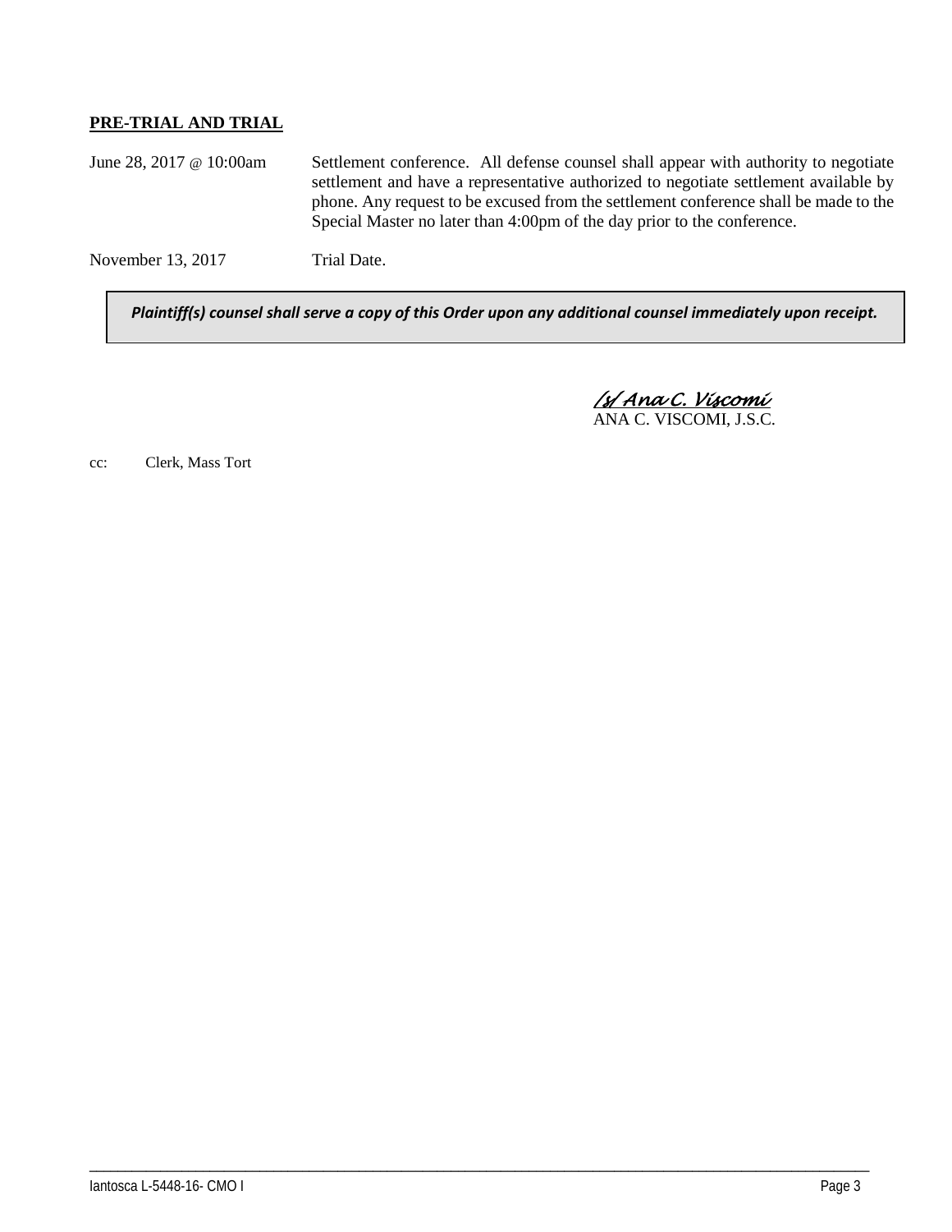**PRE-TRIAL AND TRIAL**

| | |
|---|---|
| June 28, 2017 @ 10:00am | Settlement conference. All defense counsel shall appear with authority to negotiate settlement and have a representative authorized to negotiate settlement available by phone. Any request to be excused from the settlement conference shall be made to the Special Master no later than 4:00pm of the day prior to the conference. |
| November 13, 2017 | Trial Date. |

***Plaintiff(s) counsel shall serve a copy of this Order upon any additional counsel immediately upon receipt.***

*/s/ Ana C. Viscomi*
ANA C. VISCOMI, J.S.C.

cc: Clerk, Mass Tort